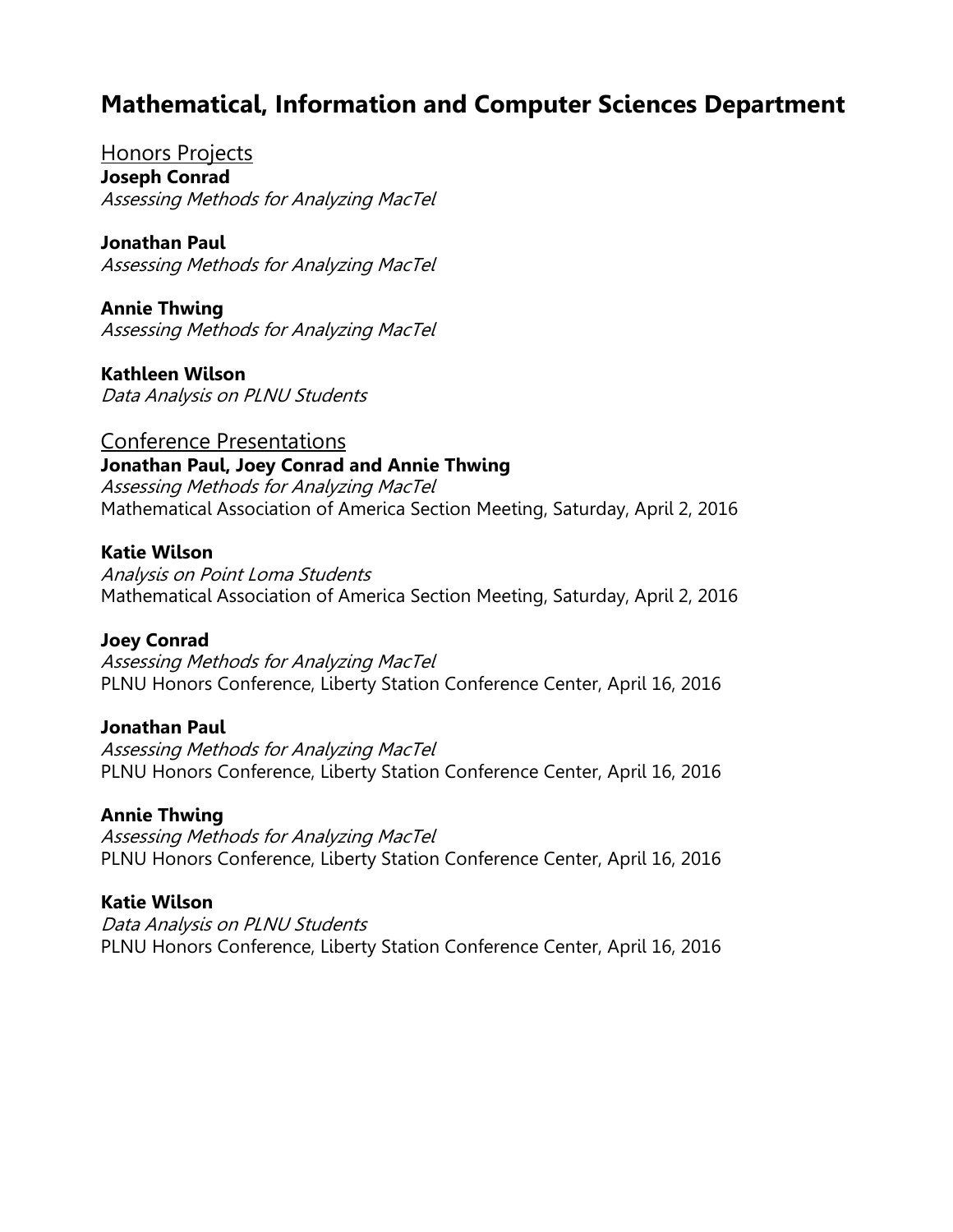# Mathematical, Information and Computer Sciences Department

## Honors Projects

**Joseph Conrad**
*Assessing Methods for Analyzing MacTel*

**Jonathan Paul**
*Assessing Methods for Analyzing MacTel*

**Annie Thwing**
*Assessing Methods for Analyzing MacTel*

**Kathleen Wilson**
*Data Analysis on PLNU Students*

## Conference Presentations

**Jonathan Paul, Joey Conrad and Annie Thwing**
*Assessing Methods for Analyzing MacTel*
Mathematical Association of America Section Meeting, Saturday, April 2, 2016

**Katie Wilson**
*Analysis on Point Loma Students*
Mathematical Association of America Section Meeting, Saturday, April 2, 2016

**Joey Conrad**
*Assessing Methods for Analyzing MacTel*
PLNU Honors Conference, Liberty Station Conference Center, April 16, 2016

**Jonathan Paul**
*Assessing Methods for Analyzing MacTel*
PLNU Honors Conference, Liberty Station Conference Center, April 16, 2016

**Annie Thwing**
*Assessing Methods for Analyzing MacTel*
PLNU Honors Conference, Liberty Station Conference Center, April 16, 2016

**Katie Wilson**
*Data Analysis on PLNU Students*
PLNU Honors Conference, Liberty Station Conference Center, April 16, 2016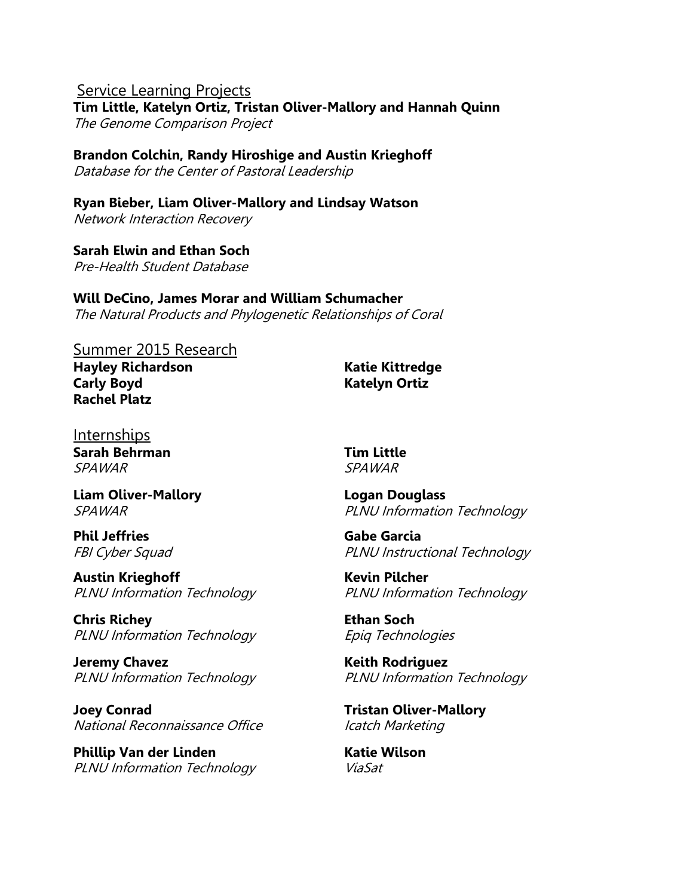## Service Learning Projects

**Tim Little, Katelyn Ortiz, Tristan Oliver-Mallory and Hannah Quinn**
*The Genome Comparison Project*

**Brandon Colchin, Randy Hiroshige and Austin Krieghoff**
*Database for the Center of Pastoral Leadership*

**Ryan Bieber, Liam Oliver-Mallory and Lindsay Watson**
*Network Interaction Recovery*

**Sarah Elwin and Ethan Soch**
*Pre-Health Student Database*

**Will DeCino, James Morar and William Schumacher**
*The Natural Products and Phylogenetic Relationships of Coral*

## Summer 2015 Research

**Hayley Richardson**
**Carly Boyd**
**Rachel Platz**
**Katie Kittredge**
**Katelyn Ortiz**

## Internships

**Sarah Behrman**
*SPAWAR*

**Liam Oliver-Mallory**
*SPAWAR*

**Phil Jeffries**
*FBI Cyber Squad*

**Austin Krieghoff**
*PLNU Information Technology*

**Chris Richey**
*PLNU Information Technology*

**Jeremy Chavez**
*PLNU Information Technology*

**Joey Conrad**
*National Reconnaissance Office*

**Phillip Van der Linden**
*PLNU Information Technology*

**Tim Little**
*SPAWAR*

**Logan Douglass**
*PLNU Information Technology*

**Gabe Garcia**
*PLNU Instructional Technology*

**Kevin Pilcher**
*PLNU Information Technology*

**Ethan Soch**
*Epiq Technologies*

**Keith Rodriguez**
*PLNU Information Technology*

**Tristan Oliver-Mallory**
*Icatch Marketing*

**Katie Wilson**
*ViaSat*